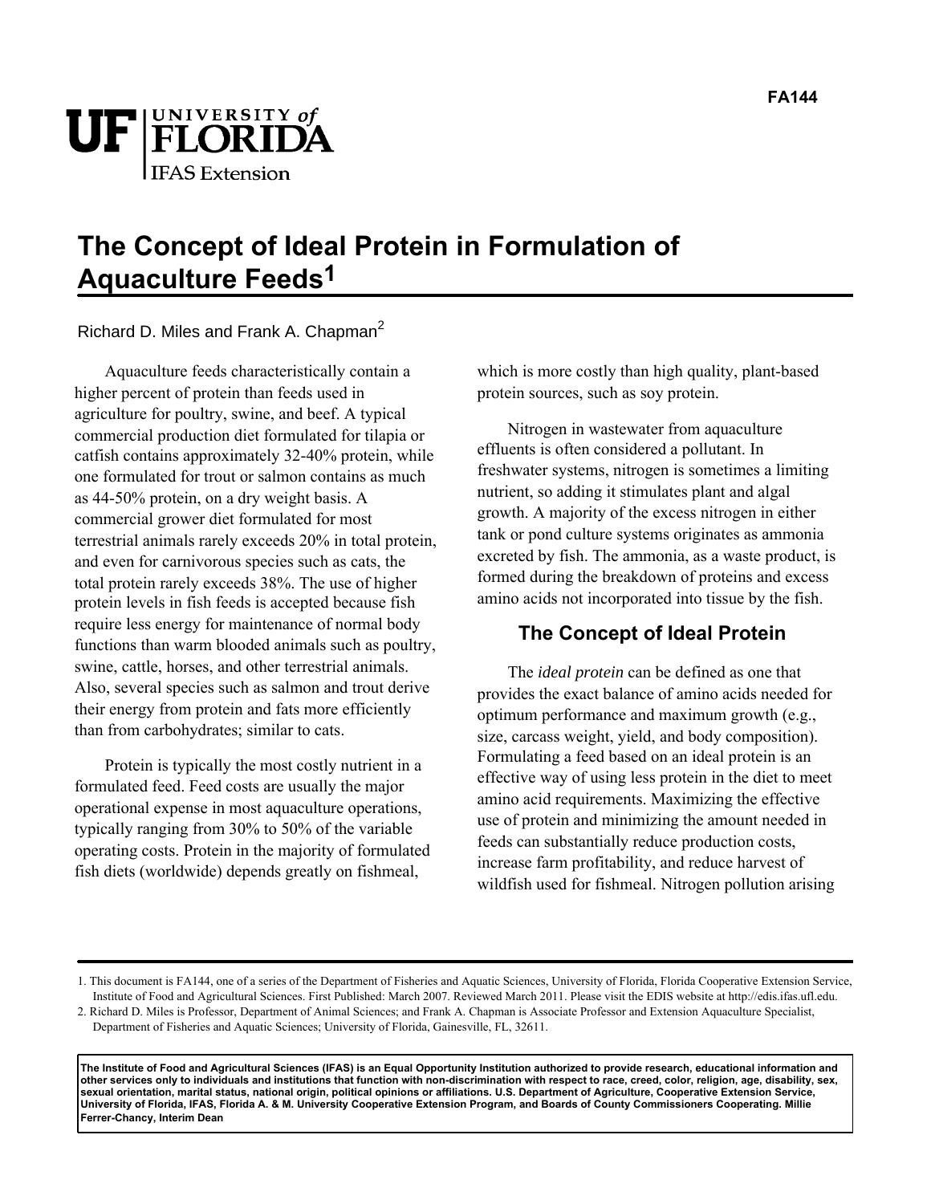# The Concept of Ideal Protein in Formulation of Aquaculture Feeds[1]

Richard D. Miles and Frank A. Chapman[2]

Aquaculture feeds characteristically contain a higher percent of protein than feeds used in agriculture for poultry, swine, and beef. A typical commercial production diet formulated for tilapia or catfish contains approximately 32-40% protein, while one formulated for trout or salmon contains as much as 44-50% protein, on a dry weight basis. A commercial grower diet formulated for most terrestrial animals rarely exceeds 20% in total protein, and even for carnivorous species such as cats, the total protein rarely exceeds 38%. The use of higher protein levels in fish feeds is accepted because fish require less energy for maintenance of normal body functions than warm blooded animals such as poultry, swine, cattle, horses, and other terrestrial animals. Also, several species such as salmon and trout derive their energy from protein and fats more efficiently than from carbohydrates; similar to cats.

Protein is typically the most costly nutrient in a formulated feed. Feed costs are usually the major operational expense in most aquaculture operations, typically ranging from 30% to 50% of the variable operating costs. Protein in the majority of formulated fish diets (worldwide) depends greatly on fishmeal, which is more costly than high quality, plant-based protein sources, such as soy protein.

Nitrogen in wastewater from aquaculture effluents is often considered a pollutant. In freshwater systems, nitrogen is sometimes a limiting nutrient, so adding it stimulates plant and algal growth. A majority of the excess nitrogen in either tank or pond culture systems originates as ammonia excreted by fish. The ammonia, as a waste product, is formed during the breakdown of proteins and excess amino acids not incorporated into tissue by the fish.

## The Concept of Ideal Protein

The *ideal protein* can be defined as one that provides the exact balance of amino acids needed for optimum performance and maximum growth (e.g., size, carcass weight, yield, and body composition). Formulating a feed based on an ideal protein is an effective way of using less protein in the diet to meet amino acid requirements. Maximizing the effective use of protein and minimizing the amount needed in feeds can substantially reduce production costs, increase farm profitability, and reduce harvest of wildfish used for fishmeal. Nitrogen pollution arising

---

1. This document is FA144, one of a series of the Department of Fisheries and Aquatic Sciences, University of Florida, Florida Cooperative Extension Service, Institute of Food and Agricultural Sciences. First Published: March 2007. Reviewed March 2011. Please visit the EDIS website at http://edis.ifas.ufl.edu.
2. Richard D. Miles is Professor, Department of Animal Sciences; and Frank A. Chapman is Associate Professor and Extension Aquaculture Specialist, Department of Fisheries and Aquatic Sciences; University of Florida, Gainesville, FL, 32611.

**The Institute of Food and Agricultural Sciences (IFAS) is an Equal Opportunity Institution authorized to provide research, educational information and other services only to individuals and institutions that function with non-discrimination with respect to race, creed, color, religion, age, disability, sex, sexual orientation, marital status, national origin, political opinions or affiliations. U.S. Department of Agriculture, Cooperative Extension Service, University of Florida, IFAS, Florida A. & M. University Cooperative Extension Program, and Boards of County Commissioners Cooperating. Millie Ferrer-Chancy, Interim Dean**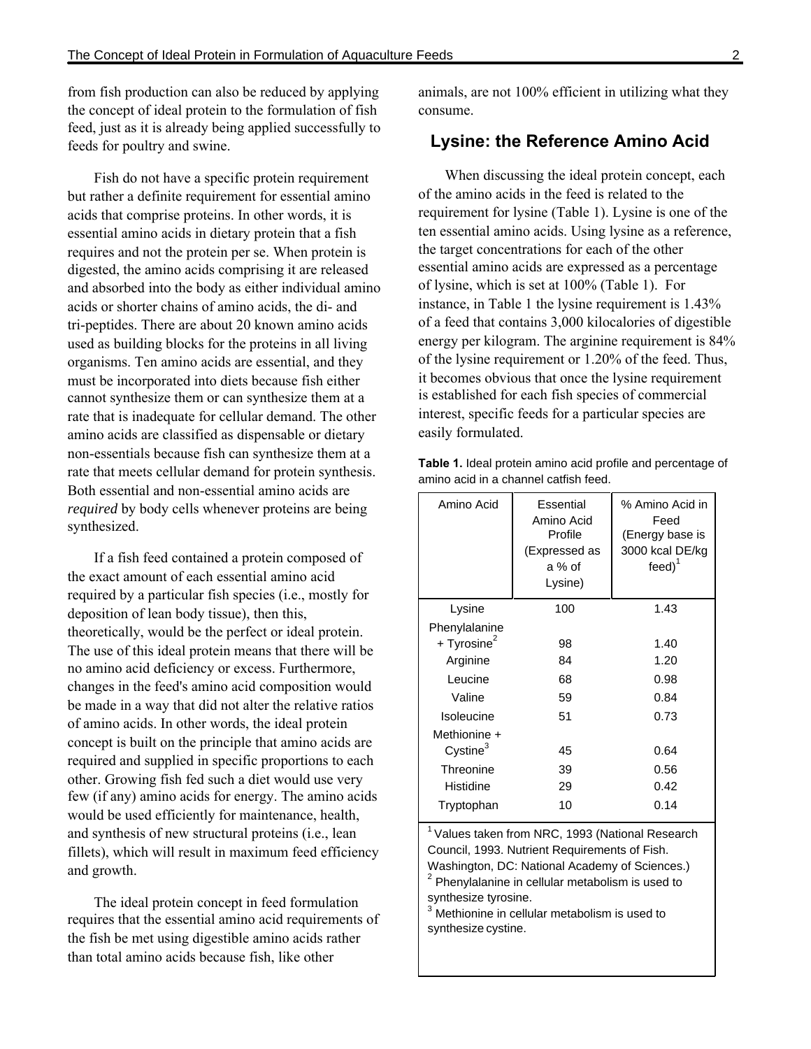from fish production can also be reduced by applying the concept of ideal protein to the formulation of fish feed, just as it is already being applied successfully to feeds for poultry and swine.

Fish do not have a specific protein requirement but rather a definite requirement for essential amino acids that comprise proteins. In other words, it is essential amino acids in dietary protein that a fish requires and not the protein per se. When protein is digested, the amino acids comprising it are released and absorbed into the body as either individual amino acids or shorter chains of amino acids, the di- and tri-peptides. There are about 20 known amino acids used as building blocks for the proteins in all living organisms. Ten amino acids are essential, and they must be incorporated into diets because fish either cannot synthesize them or can synthesize them at a rate that is inadequate for cellular demand. The other amino acids are classified as dispensable or dietary non-essentials because fish can synthesize them at a rate that meets cellular demand for protein synthesis. Both essential and non-essential amino acids are *required* by body cells whenever proteins are being synthesized.

If a fish feed contained a protein composed of the exact amount of each essential amino acid required by a particular fish species (i.e., mostly for deposition of lean body tissue), then this, theoretically, would be the perfect or ideal protein. The use of this ideal protein means that there will be no amino acid deficiency or excess. Furthermore, changes in the feed's amino acid composition would be made in a way that did not alter the relative ratios of amino acids. In other words, the ideal protein concept is built on the principle that amino acids are required and supplied in specific proportions to each other. Growing fish fed such a diet would use very few (if any) amino acids for energy. The amino acids would be used efficiently for maintenance, health, and synthesis of new structural proteins (i.e., lean fillets), which will result in maximum feed efficiency and growth.

The ideal protein concept in feed formulation requires that the essential amino acid requirements of the fish be met using digestible amino acids rather than total amino acids because fish, like other animals, are not 100% efficient in utilizing what they consume.

## Lysine: the Reference Amino Acid

When discussing the ideal protein concept, each of the amino acids in the feed is related to the requirement for lysine (Table 1). Lysine is one of the ten essential amino acids. Using lysine as a reference, the target concentrations for each of the other essential amino acids are expressed as a percentage of lysine, which is set at 100% (Table 1). For instance, in Table 1 the lysine requirement is 1.43% of a feed that contains 3,000 kilocalories of digestible energy per kilogram. The arginine requirement is 84% of the lysine requirement or 1.20% of the feed. Thus, it becomes obvious that once the lysine requirement is established for each fish species of commercial interest, specific feeds for a particular species are easily formulated.

**Table 1.** Ideal protein amino acid profile and percentage of amino acid in a channel catfish feed.

| Amino Acid | Essential Amino Acid Profile (Expressed as a % of Lysine) | % Amino Acid in Feed (Energy base is 3000 kcal DE/kg feed)[1] |
|---|---|---|
| Lysine | 100 | 1.43 |
| Phenylalanine + Tyrosine[2] | 98 | 1.40 |
| Arginine | 84 | 1.20 |
| Leucine | 68 | 0.98 |
| Valine | 59 | 0.84 |
| Isoleucine | 51 | 0.73 |
| Methionine + Cystine[3] | 45 | 0.64 |
| Threonine | 39 | 0.56 |
| Histidine | 29 | 0.42 |
| Tryptophan | 10 | 0.14 |

[1] Values taken from NRC, 1993 (National Research Council, 1993. Nutrient Requirements of Fish. Washington, DC: National Academy of Sciences.)
[2] Phenylalanine in cellular metabolism is used to synthesize tyrosine.
[3] Methionine in cellular metabolism is used to synthesize cystine.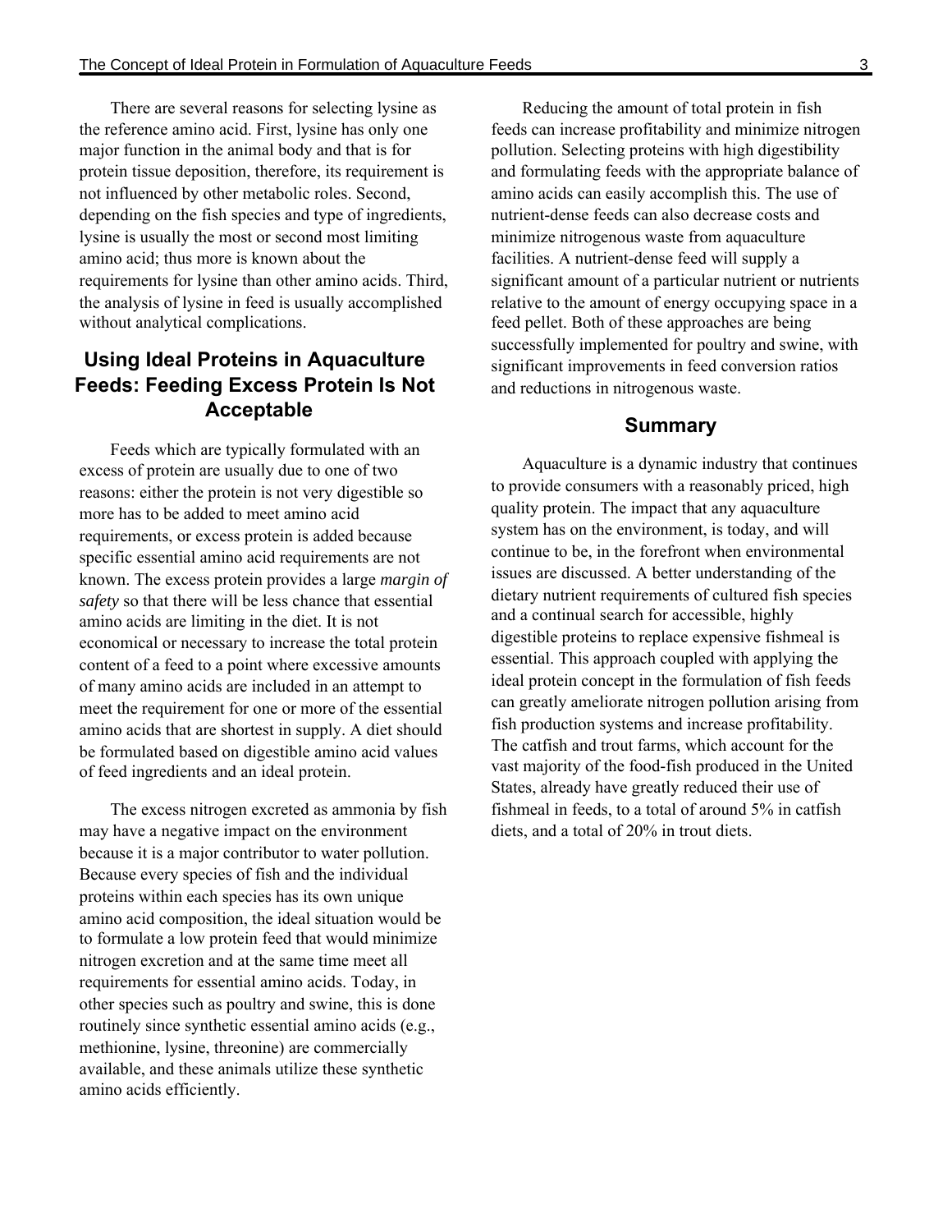There are several reasons for selecting lysine as the reference amino acid. First, lysine has only one major function in the animal body and that is for protein tissue deposition, therefore, its requirement is not influenced by other metabolic roles. Second, depending on the fish species and type of ingredients, lysine is usually the most or second most limiting amino acid; thus more is known about the requirements for lysine than other amino acids. Third, the analysis of lysine in feed is usually accomplished without analytical complications.

## Using Ideal Proteins in Aquaculture Feeds: Feeding Excess Protein Is Not Acceptable

Feeds which are typically formulated with an excess of protein are usually due to one of two reasons: either the protein is not very digestible so more has to be added to meet amino acid requirements, or excess protein is added because specific essential amino acid requirements are not known. The excess protein provides a large *margin of safety* so that there will be less chance that essential amino acids are limiting in the diet. It is not economical or necessary to increase the total protein content of a feed to a point where excessive amounts of many amino acids are included in an attempt to meet the requirement for one or more of the essential amino acids that are shortest in supply. A diet should be formulated based on digestible amino acid values of feed ingredients and an ideal protein.

The excess nitrogen excreted as ammonia by fish may have a negative impact on the environment because it is a major contributor to water pollution. Because every species of fish and the individual proteins within each species has its own unique amino acid composition, the ideal situation would be to formulate a low protein feed that would minimize nitrogen excretion and at the same time meet all requirements for essential amino acids. Today, in other species such as poultry and swine, this is done routinely since synthetic essential amino acids (e.g., methionine, lysine, threonine) are commercially available, and these animals utilize these synthetic amino acids efficiently.

Reducing the amount of total protein in fish feeds can increase profitability and minimize nitrogen pollution. Selecting proteins with high digestibility and formulating feeds with the appropriate balance of amino acids can easily accomplish this. The use of nutrient-dense feeds can also decrease costs and minimize nitrogenous waste from aquaculture facilities. A nutrient-dense feed will supply a significant amount of a particular nutrient or nutrients relative to the amount of energy occupying space in a feed pellet. Both of these approaches are being successfully implemented for poultry and swine, with significant improvements in feed conversion ratios and reductions in nitrogenous waste.

## Summary

Aquaculture is a dynamic industry that continues to provide consumers with a reasonably priced, high quality protein. The impact that any aquaculture system has on the environment, is today, and will continue to be, in the forefront when environmental issues are discussed. A better understanding of the dietary nutrient requirements of cultured fish species and a continual search for accessible, highly digestible proteins to replace expensive fishmeal is essential. This approach coupled with applying the ideal protein concept in the formulation of fish feeds can greatly ameliorate nitrogen pollution arising from fish production systems and increase profitability. The catfish and trout farms, which account for the vast majority of the food-fish produced in the United States, already have greatly reduced their use of fishmeal in feeds, to a total of around 5% in catfish diets, and a total of 20% in trout diets.